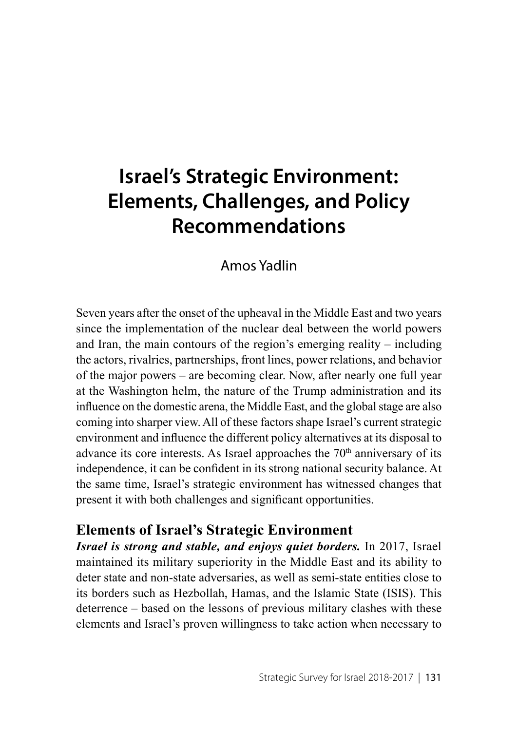# Israel's Strategic Environment: Elements, Challenges, and Policy Recommendations

Amos Yadlin

Seven years after the onset of the upheaval in the Middle East and two years since the implementation of the nuclear deal between the world powers and Iran, the main contours of the region's emerging reality – including the actors, rivalries, partnerships, front lines, power relations, and behavior of the major powers – are becoming clear. Now, after nearly one full year at the Washington helm, the nature of the Trump administration and its influence on the domestic arena, the Middle East, and the global stage are also coming into sharper view. All of these factors shape Israel's current strategic environment and influence the different policy alternatives at its disposal to advance its core interests. As Israel approaches the 70th anniversary of its independence, it can be confident in its strong national security balance. At the same time, Israel's strategic environment has witnessed changes that present it with both challenges and significant opportunities.

## Elements of Israel's Strategic Environment

***Israel is strong and stable, and enjoys quiet borders.*** In 2017, Israel maintained its military superiority in the Middle East and its ability to deter state and non-state adversaries, as well as semi-state entities close to its borders such as Hezbollah, Hamas, and the Islamic State (ISIS). This deterrence – based on the lessons of previous military clashes with these elements and Israel's proven willingness to take action when necessary to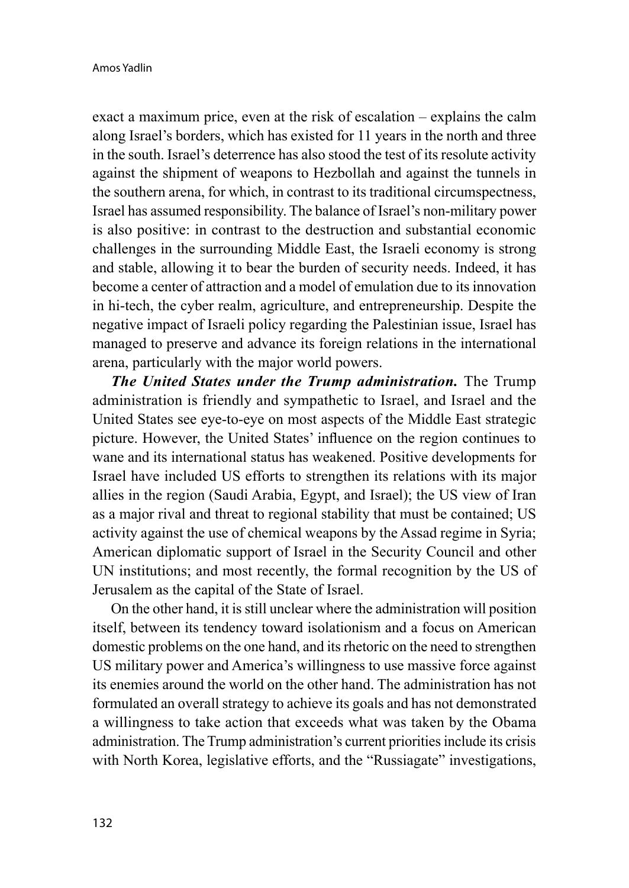exact a maximum price, even at the risk of escalation – explains the calm along Israel's borders, which has existed for 11 years in the north and three in the south. Israel's deterrence has also stood the test of its resolute activity against the shipment of weapons to Hezbollah and against the tunnels in the southern arena, for which, in contrast to its traditional circumspectness, Israel has assumed responsibility. The balance of Israel's non-military power is also positive: in contrast to the destruction and substantial economic challenges in the surrounding Middle East, the Israeli economy is strong and stable, allowing it to bear the burden of security needs. Indeed, it has become a center of attraction and a model of emulation due to its innovation in hi-tech, the cyber realm, agriculture, and entrepreneurship. Despite the negative impact of Israeli policy regarding the Palestinian issue, Israel has managed to preserve and advance its foreign relations in the international arena, particularly with the major world powers.

***The United States under the Trump administration.*** The Trump administration is friendly and sympathetic to Israel, and Israel and the United States see eye-to-eye on most aspects of the Middle East strategic picture. However, the United States' influence on the region continues to wane and its international status has weakened. Positive developments for Israel have included US efforts to strengthen its relations with its major allies in the region (Saudi Arabia, Egypt, and Israel); the US view of Iran as a major rival and threat to regional stability that must be contained; US activity against the use of chemical weapons by the Assad regime in Syria; American diplomatic support of Israel in the Security Council and other UN institutions; and most recently, the formal recognition by the US of Jerusalem as the capital of the State of Israel.

On the other hand, it is still unclear where the administration will position itself, between its tendency toward isolationism and a focus on American domestic problems on the one hand, and its rhetoric on the need to strengthen US military power and America's willingness to use massive force against its enemies around the world on the other hand. The administration has not formulated an overall strategy to achieve its goals and has not demonstrated a willingness to take action that exceeds what was taken by the Obama administration. The Trump administration's current priorities include its crisis with North Korea, legislative efforts, and the "Russiagate" investigations,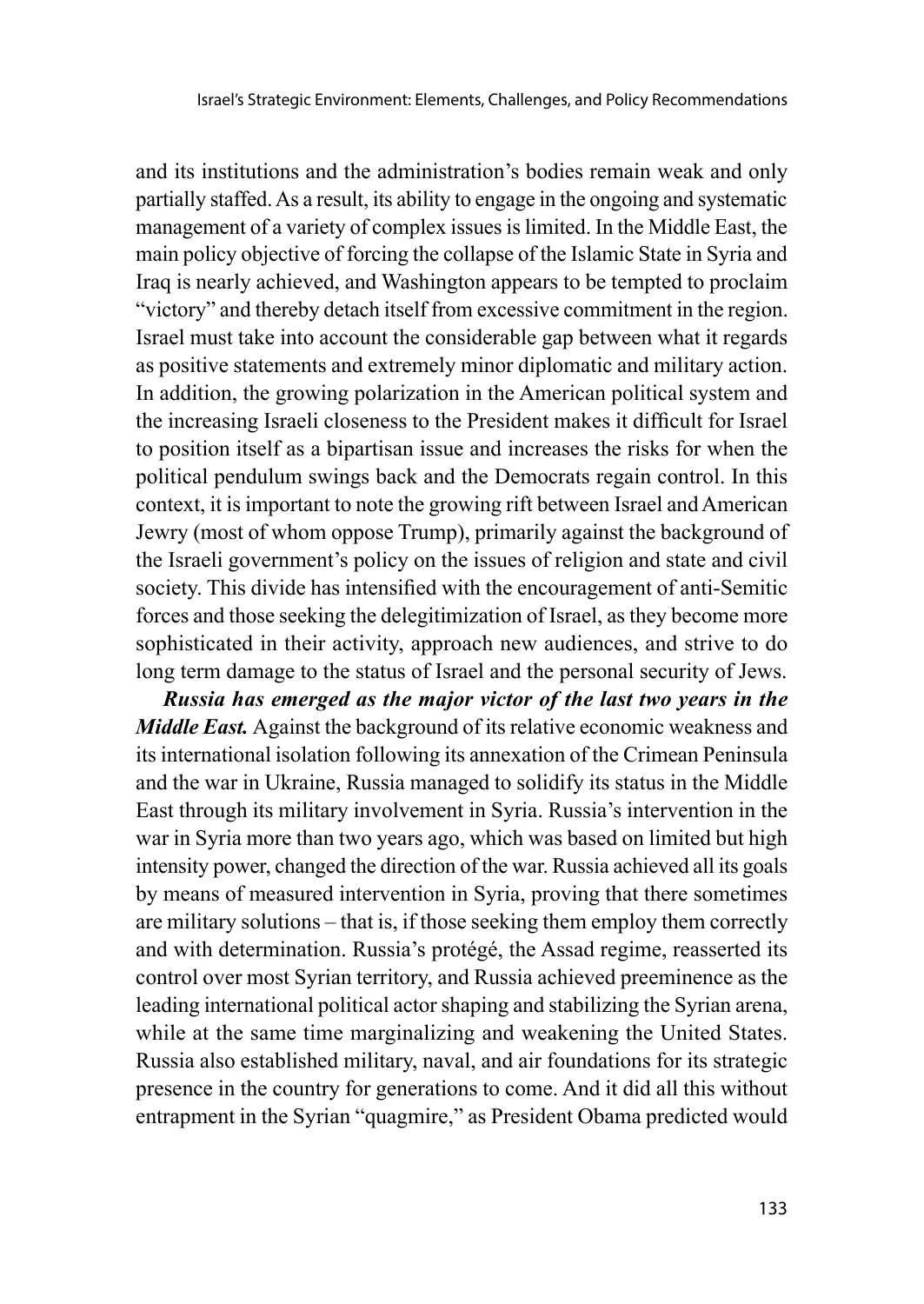and its institutions and the administration's bodies remain weak and only partially staffed. As a result, its ability to engage in the ongoing and systematic management of a variety of complex issues is limited. In the Middle East, the main policy objective of forcing the collapse of the Islamic State in Syria and Iraq is nearly achieved, and Washington appears to be tempted to proclaim "victory" and thereby detach itself from excessive commitment in the region. Israel must take into account the considerable gap between what it regards as positive statements and extremely minor diplomatic and military action. In addition, the growing polarization in the American political system and the increasing Israeli closeness to the President makes it difficult for Israel to position itself as a bipartisan issue and increases the risks for when the political pendulum swings back and the Democrats regain control. In this context, it is important to note the growing rift between Israel and American Jewry (most of whom oppose Trump), primarily against the background of the Israeli government's policy on the issues of religion and state and civil society. This divide has intensified with the encouragement of anti-Semitic forces and those seeking the delegitimization of Israel, as they become more sophisticated in their activity, approach new audiences, and strive to do long term damage to the status of Israel and the personal security of Jews.

***Russia has emerged as the major victor of the last two years in the Middle East.*** Against the background of its relative economic weakness and its international isolation following its annexation of the Crimean Peninsula and the war in Ukraine, Russia managed to solidify its status in the Middle East through its military involvement in Syria. Russia's intervention in the war in Syria more than two years ago, which was based on limited but high intensity power, changed the direction of the war. Russia achieved all its goals by means of measured intervention in Syria, proving that there sometimes are military solutions – that is, if those seeking them employ them correctly and with determination. Russia's protégé, the Assad regime, reasserted its control over most Syrian territory, and Russia achieved preeminence as the leading international political actor shaping and stabilizing the Syrian arena, while at the same time marginalizing and weakening the United States. Russia also established military, naval, and air foundations for its strategic presence in the country for generations to come. And it did all this without entrapment in the Syrian "quagmire," as President Obama predicted would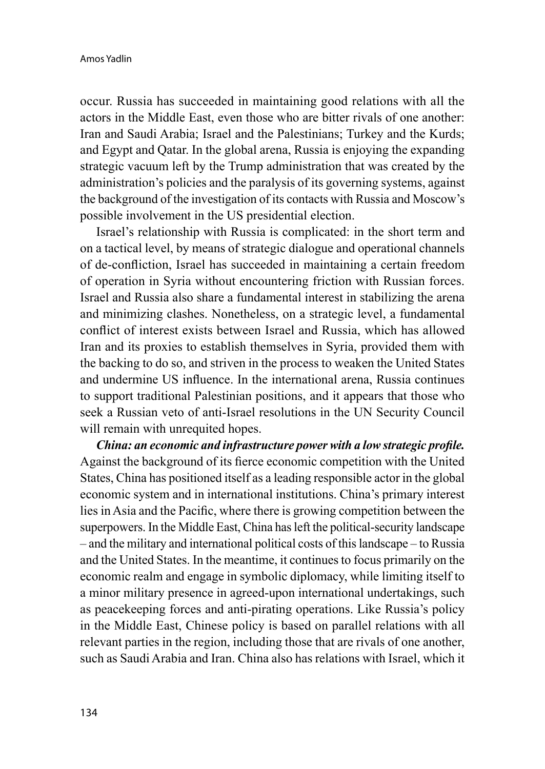occur. Russia has succeeded in maintaining good relations with all the actors in the Middle East, even those who are bitter rivals of one another: Iran and Saudi Arabia; Israel and the Palestinians; Turkey and the Kurds; and Egypt and Qatar. In the global arena, Russia is enjoying the expanding strategic vacuum left by the Trump administration that was created by the administration's policies and the paralysis of its governing systems, against the background of the investigation of its contacts with Russia and Moscow's possible involvement in the US presidential election.

Israel's relationship with Russia is complicated: in the short term and on a tactical level, by means of strategic dialogue and operational channels of de-confliction, Israel has succeeded in maintaining a certain freedom of operation in Syria without encountering friction with Russian forces. Israel and Russia also share a fundamental interest in stabilizing the arena and minimizing clashes. Nonetheless, on a strategic level, a fundamental conflict of interest exists between Israel and Russia, which has allowed Iran and its proxies to establish themselves in Syria, provided them with the backing to do so, and striven in the process to weaken the United States and undermine US influence. In the international arena, Russia continues to support traditional Palestinian positions, and it appears that those who seek a Russian veto of anti-Israel resolutions in the UN Security Council will remain with unrequited hopes.

***China: an economic and infrastructure power with a low strategic profile.*** Against the background of its fierce economic competition with the United States, China has positioned itself as a leading responsible actor in the global economic system and in international institutions. China's primary interest lies in Asia and the Pacific, where there is growing competition between the superpowers. In the Middle East, China has left the political-security landscape – and the military and international political costs of this landscape – to Russia and the United States. In the meantime, it continues to focus primarily on the economic realm and engage in symbolic diplomacy, while limiting itself to a minor military presence in agreed-upon international undertakings, such as peacekeeping forces and anti-pirating operations. Like Russia's policy in the Middle East, Chinese policy is based on parallel relations with all relevant parties in the region, including those that are rivals of one another, such as Saudi Arabia and Iran. China also has relations with Israel, which it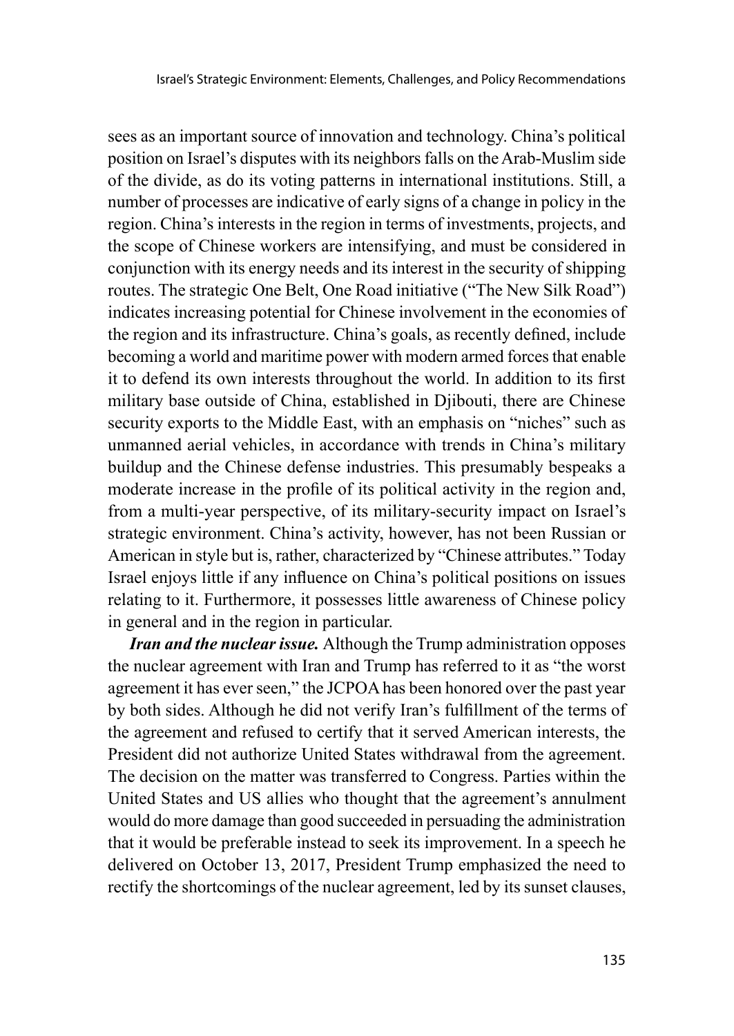sees as an important source of innovation and technology. China's political position on Israel's disputes with its neighbors falls on the Arab-Muslim side of the divide, as do its voting patterns in international institutions. Still, a number of processes are indicative of early signs of a change in policy in the region. China's interests in the region in terms of investments, projects, and the scope of Chinese workers are intensifying, and must be considered in conjunction with its energy needs and its interest in the security of shipping routes. The strategic One Belt, One Road initiative ("The New Silk Road") indicates increasing potential for Chinese involvement in the economies of the region and its infrastructure. China's goals, as recently defined, include becoming a world and maritime power with modern armed forces that enable it to defend its own interests throughout the world. In addition to its first military base outside of China, established in Djibouti, there are Chinese security exports to the Middle East, with an emphasis on "niches" such as unmanned aerial vehicles, in accordance with trends in China's military buildup and the Chinese defense industries. This presumably bespeaks a moderate increase in the profile of its political activity in the region and, from a multi-year perspective, of its military-security impact on Israel's strategic environment. China's activity, however, has not been Russian or American in style but is, rather, characterized by "Chinese attributes." Today Israel enjoys little if any influence on China's political positions on issues relating to it. Furthermore, it possesses little awareness of Chinese policy in general and in the region in particular.

***Iran and the nuclear issue.*** Although the Trump administration opposes the nuclear agreement with Iran and Trump has referred to it as "the worst agreement it has ever seen," the JCPOA has been honored over the past year by both sides. Although he did not verify Iran's fulfillment of the terms of the agreement and refused to certify that it served American interests, the President did not authorize United States withdrawal from the agreement. The decision on the matter was transferred to Congress. Parties within the United States and US allies who thought that the agreement's annulment would do more damage than good succeeded in persuading the administration that it would be preferable instead to seek its improvement. In a speech he delivered on October 13, 2017, President Trump emphasized the need to rectify the shortcomings of the nuclear agreement, led by its sunset clauses,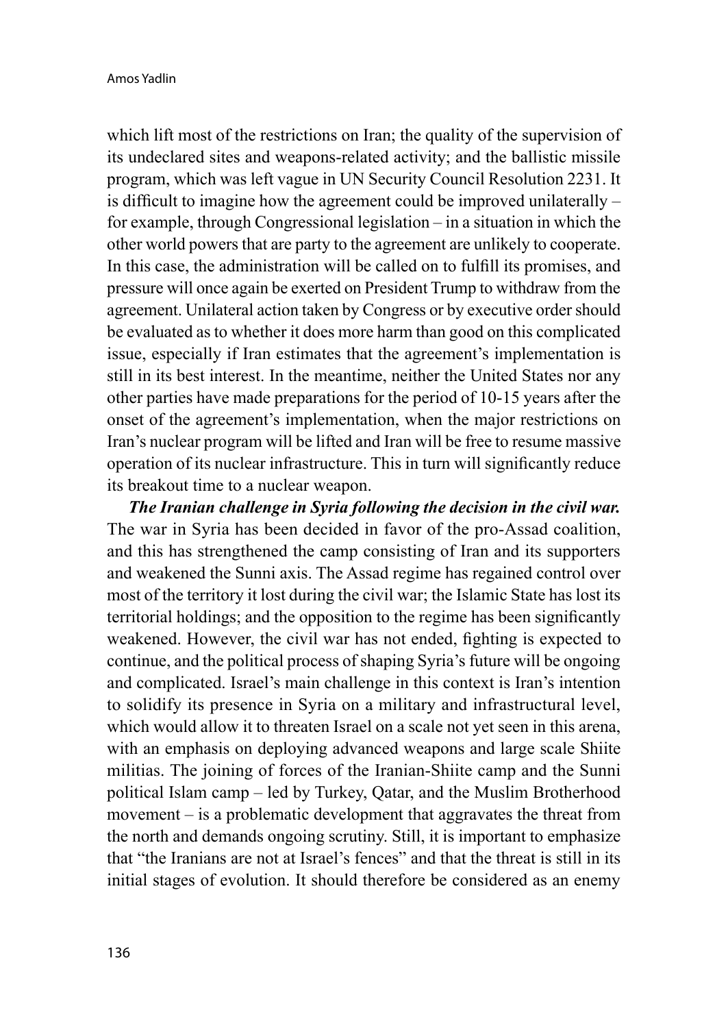which lift most of the restrictions on Iran; the quality of the supervision of its undeclared sites and weapons-related activity; and the ballistic missile program, which was left vague in UN Security Council Resolution 2231. It is difficult to imagine how the agreement could be improved unilaterally – for example, through Congressional legislation – in a situation in which the other world powers that are party to the agreement are unlikely to cooperate. In this case, the administration will be called on to fulfill its promises, and pressure will once again be exerted on President Trump to withdraw from the agreement. Unilateral action taken by Congress or by executive order should be evaluated as to whether it does more harm than good on this complicated issue, especially if Iran estimates that the agreement's implementation is still in its best interest. In the meantime, neither the United States nor any other parties have made preparations for the period of 10-15 years after the onset of the agreement's implementation, when the major restrictions on Iran's nuclear program will be lifted and Iran will be free to resume massive operation of its nuclear infrastructure. This in turn will significantly reduce its breakout time to a nuclear weapon.

***The Iranian challenge in Syria following the decision in the civil war.*** The war in Syria has been decided in favor of the pro-Assad coalition, and this has strengthened the camp consisting of Iran and its supporters and weakened the Sunni axis. The Assad regime has regained control over most of the territory it lost during the civil war; the Islamic State has lost its territorial holdings; and the opposition to the regime has been significantly weakened. However, the civil war has not ended, fighting is expected to continue, and the political process of shaping Syria's future will be ongoing and complicated. Israel's main challenge in this context is Iran's intention to solidify its presence in Syria on a military and infrastructural level, which would allow it to threaten Israel on a scale not yet seen in this arena, with an emphasis on deploying advanced weapons and large scale Shiite militias. The joining of forces of the Iranian-Shiite camp and the Sunni political Islam camp – led by Turkey, Qatar, and the Muslim Brotherhood movement – is a problematic development that aggravates the threat from the north and demands ongoing scrutiny. Still, it is important to emphasize that "the Iranians are not at Israel's fences" and that the threat is still in its initial stages of evolution. It should therefore be considered as an enemy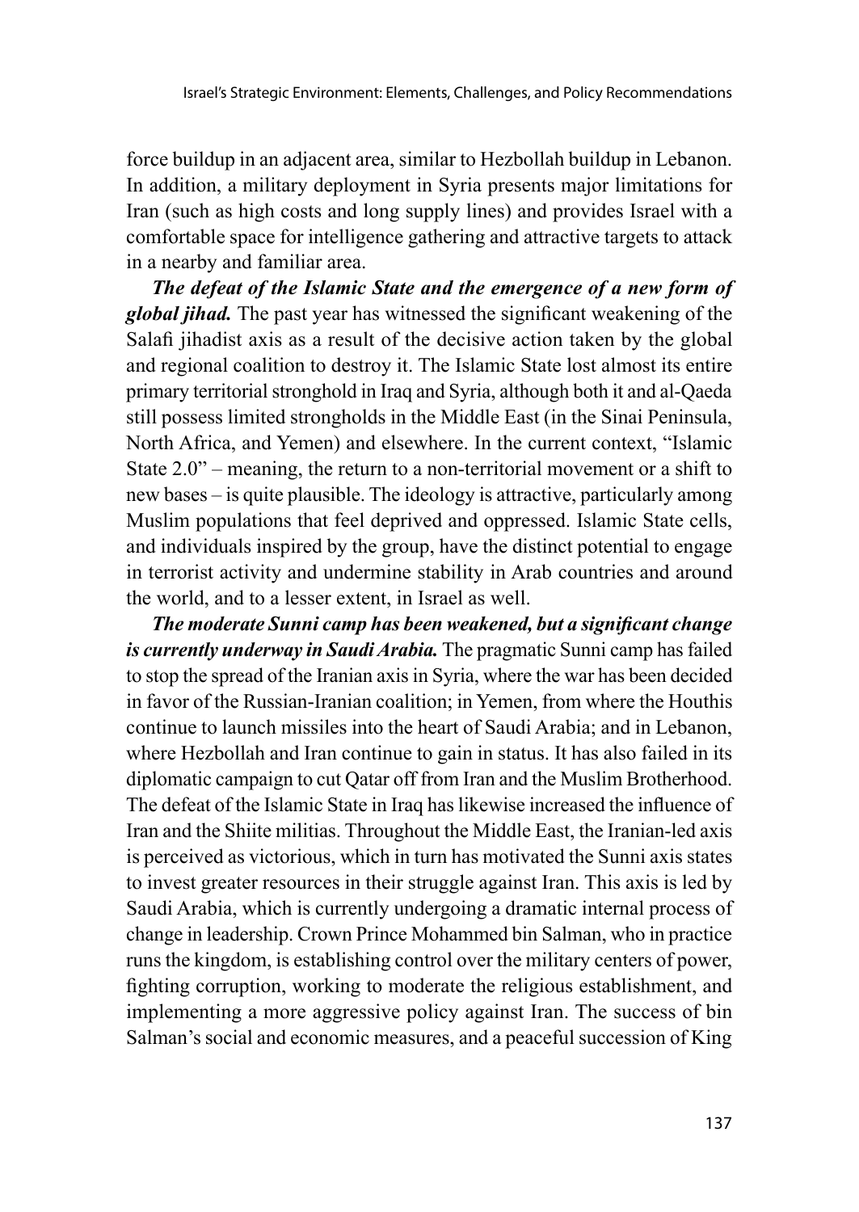force buildup in an adjacent area, similar to Hezbollah buildup in Lebanon. In addition, a military deployment in Syria presents major limitations for Iran (such as high costs and long supply lines) and provides Israel with a comfortable space for intelligence gathering and attractive targets to attack in a nearby and familiar area.

***The defeat of the Islamic State and the emergence of a new form of global jihad.*** The past year has witnessed the significant weakening of the Salafi jihadist axis as a result of the decisive action taken by the global and regional coalition to destroy it. The Islamic State lost almost its entire primary territorial stronghold in Iraq and Syria, although both it and al-Qaeda still possess limited strongholds in the Middle East (in the Sinai Peninsula, North Africa, and Yemen) and elsewhere. In the current context, "Islamic State 2.0" – meaning, the return to a non-territorial movement or a shift to new bases – is quite plausible. The ideology is attractive, particularly among Muslim populations that feel deprived and oppressed. Islamic State cells, and individuals inspired by the group, have the distinct potential to engage in terrorist activity and undermine stability in Arab countries and around the world, and to a lesser extent, in Israel as well.

***The moderate Sunni camp has been weakened, but a significant change is currently underway in Saudi Arabia.*** The pragmatic Sunni camp has failed to stop the spread of the Iranian axis in Syria, where the war has been decided in favor of the Russian-Iranian coalition; in Yemen, from where the Houthis continue to launch missiles into the heart of Saudi Arabia; and in Lebanon, where Hezbollah and Iran continue to gain in status. It has also failed in its diplomatic campaign to cut Qatar off from Iran and the Muslim Brotherhood. The defeat of the Islamic State in Iraq has likewise increased the influence of Iran and the Shiite militias. Throughout the Middle East, the Iranian-led axis is perceived as victorious, which in turn has motivated the Sunni axis states to invest greater resources in their struggle against Iran. This axis is led by Saudi Arabia, which is currently undergoing a dramatic internal process of change in leadership. Crown Prince Mohammed bin Salman, who in practice runs the kingdom, is establishing control over the military centers of power, fighting corruption, working to moderate the religious establishment, and implementing a more aggressive policy against Iran. The success of bin Salman's social and economic measures, and a peaceful succession of King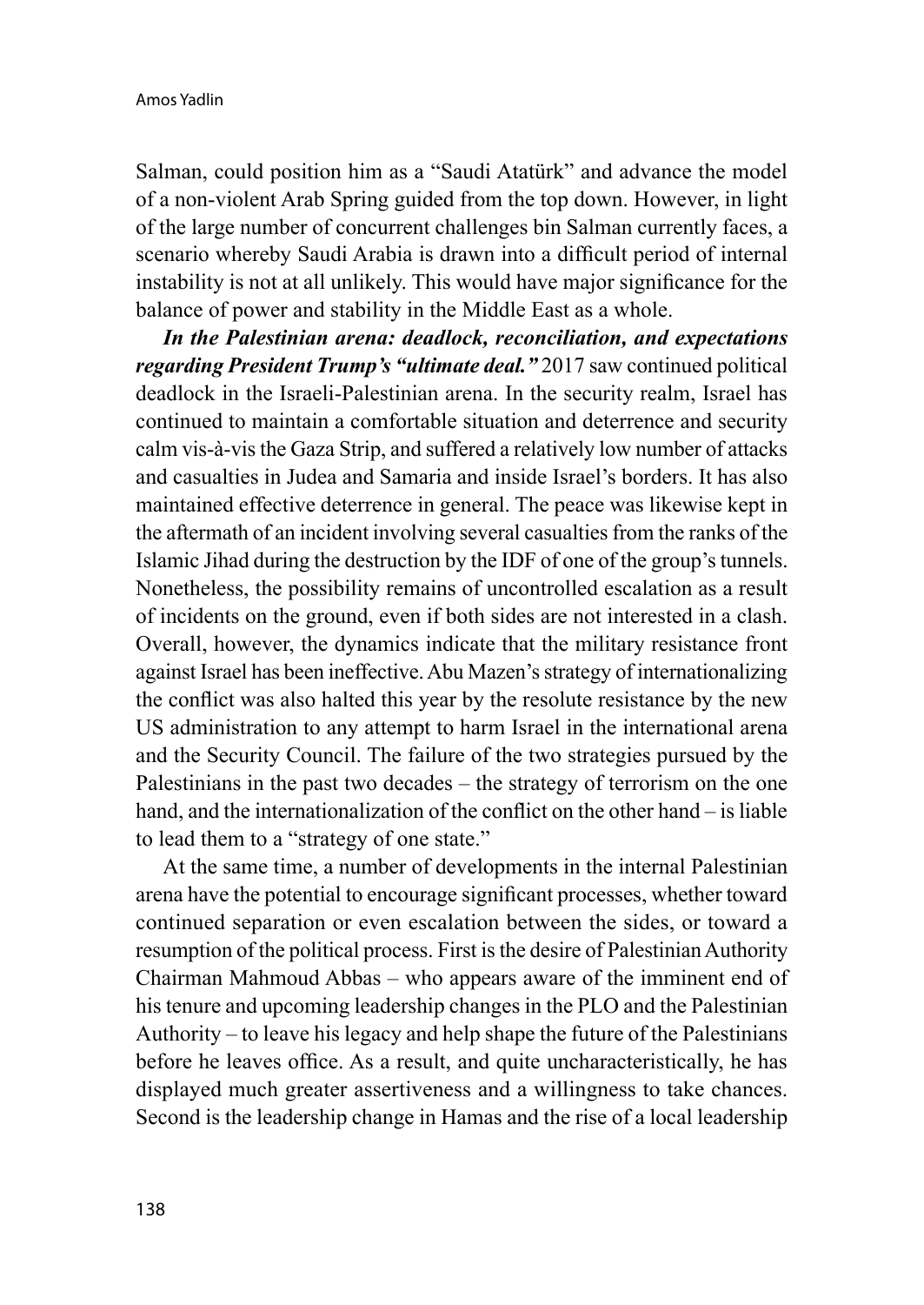Salman, could position him as a "Saudi Atatürk" and advance the model of a non-violent Arab Spring guided from the top down. However, in light of the large number of concurrent challenges bin Salman currently faces, a scenario whereby Saudi Arabia is drawn into a difficult period of internal instability is not at all unlikely. This would have major significance for the balance of power and stability in the Middle East as a whole.

***In the Palestinian arena: deadlock, reconciliation, and expectations regarding President Trump's "ultimate deal."*** 2017 saw continued political deadlock in the Israeli-Palestinian arena. In the security realm, Israel has continued to maintain a comfortable situation and deterrence and security calm vis-à-vis the Gaza Strip, and suffered a relatively low number of attacks and casualties in Judea and Samaria and inside Israel's borders. It has also maintained effective deterrence in general. The peace was likewise kept in the aftermath of an incident involving several casualties from the ranks of the Islamic Jihad during the destruction by the IDF of one of the group's tunnels. Nonetheless, the possibility remains of uncontrolled escalation as a result of incidents on the ground, even if both sides are not interested in a clash. Overall, however, the dynamics indicate that the military resistance front against Israel has been ineffective. Abu Mazen's strategy of internationalizing the conflict was also halted this year by the resolute resistance by the new US administration to any attempt to harm Israel in the international arena and the Security Council. The failure of the two strategies pursued by the Palestinians in the past two decades – the strategy of terrorism on the one hand, and the internationalization of the conflict on the other hand – is liable to lead them to a "strategy of one state."

At the same time, a number of developments in the internal Palestinian arena have the potential to encourage significant processes, whether toward continued separation or even escalation between the sides, or toward a resumption of the political process. First is the desire of Palestinian Authority Chairman Mahmoud Abbas – who appears aware of the imminent end of his tenure and upcoming leadership changes in the PLO and the Palestinian Authority – to leave his legacy and help shape the future of the Palestinians before he leaves office. As a result, and quite uncharacteristically, he has displayed much greater assertiveness and a willingness to take chances. Second is the leadership change in Hamas and the rise of a local leadership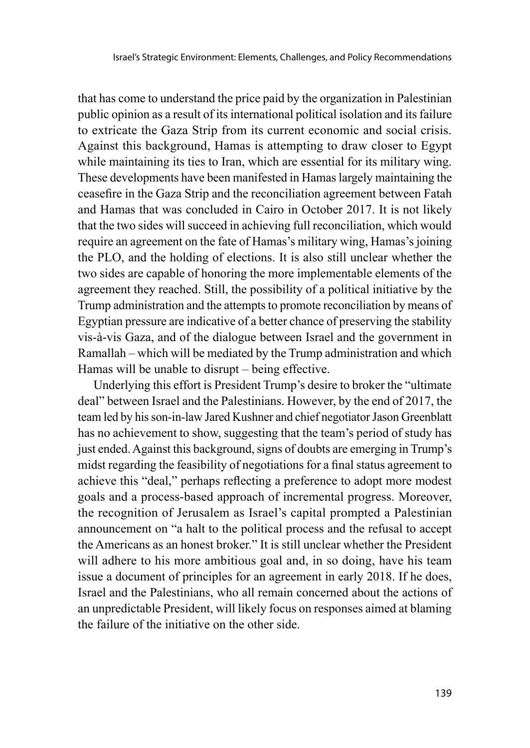that has come to understand the price paid by the organization in Palestinian public opinion as a result of its international political isolation and its failure to extricate the Gaza Strip from its current economic and social crisis. Against this background, Hamas is attempting to draw closer to Egypt while maintaining its ties to Iran, which are essential for its military wing. These developments have been manifested in Hamas largely maintaining the ceasefire in the Gaza Strip and the reconciliation agreement between Fatah and Hamas that was concluded in Cairo in October 2017. It is not likely that the two sides will succeed in achieving full reconciliation, which would require an agreement on the fate of Hamas's military wing, Hamas's joining the PLO, and the holding of elections. It is also still unclear whether the two sides are capable of honoring the more implementable elements of the agreement they reached. Still, the possibility of a political initiative by the Trump administration and the attempts to promote reconciliation by means of Egyptian pressure are indicative of a better chance of preserving the stability vis-à-vis Gaza, and of the dialogue between Israel and the government in Ramallah – which will be mediated by the Trump administration and which Hamas will be unable to disrupt – being effective.

Underlying this effort is President Trump's desire to broker the "ultimate deal" between Israel and the Palestinians. However, by the end of 2017, the team led by his son-in-law Jared Kushner and chief negotiator Jason Greenblatt has no achievement to show, suggesting that the team's period of study has just ended. Against this background, signs of doubts are emerging in Trump's midst regarding the feasibility of negotiations for a final status agreement to achieve this "deal," perhaps reflecting a preference to adopt more modest goals and a process-based approach of incremental progress. Moreover, the recognition of Jerusalem as Israel's capital prompted a Palestinian announcement on "a halt to the political process and the refusal to accept the Americans as an honest broker." It is still unclear whether the President will adhere to his more ambitious goal and, in so doing, have his team issue a document of principles for an agreement in early 2018. If he does, Israel and the Palestinians, who all remain concerned about the actions of an unpredictable President, will likely focus on responses aimed at blaming the failure of the initiative on the other side.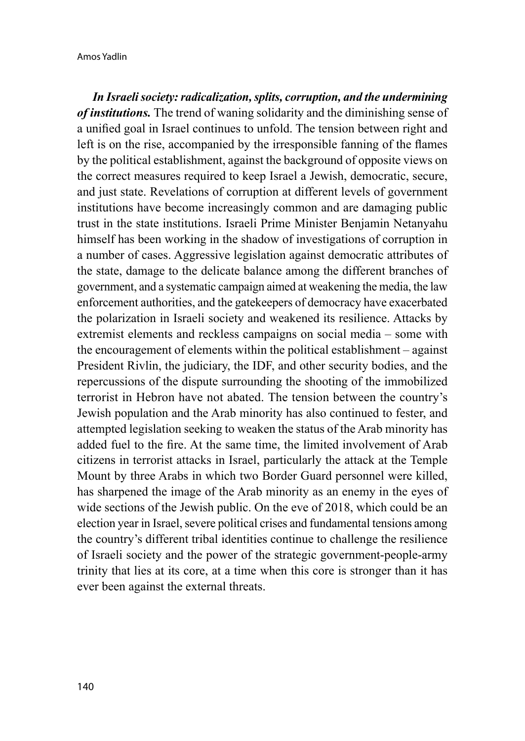***In Israeli society: radicalization, splits, corruption, and the undermining of institutions.*** The trend of waning solidarity and the diminishing sense of a unified goal in Israel continues to unfold. The tension between right and left is on the rise, accompanied by the irresponsible fanning of the flames by the political establishment, against the background of opposite views on the correct measures required to keep Israel a Jewish, democratic, secure, and just state. Revelations of corruption at different levels of government institutions have become increasingly common and are damaging public trust in the state institutions. Israeli Prime Minister Benjamin Netanyahu himself has been working in the shadow of investigations of corruption in a number of cases. Aggressive legislation against democratic attributes of the state, damage to the delicate balance among the different branches of government, and a systematic campaign aimed at weakening the media, the law enforcement authorities, and the gatekeepers of democracy have exacerbated the polarization in Israeli society and weakened its resilience. Attacks by extremist elements and reckless campaigns on social media – some with the encouragement of elements within the political establishment – against President Rivlin, the judiciary, the IDF, and other security bodies, and the repercussions of the dispute surrounding the shooting of the immobilized terrorist in Hebron have not abated. The tension between the country's Jewish population and the Arab minority has also continued to fester, and attempted legislation seeking to weaken the status of the Arab minority has added fuel to the fire. At the same time, the limited involvement of Arab citizens in terrorist attacks in Israel, particularly the attack at the Temple Mount by three Arabs in which two Border Guard personnel were killed, has sharpened the image of the Arab minority as an enemy in the eyes of wide sections of the Jewish public. On the eve of 2018, which could be an election year in Israel, severe political crises and fundamental tensions among the country's different tribal identities continue to challenge the resilience of Israeli society and the power of the strategic government-people-army trinity that lies at its core, at a time when this core is stronger than it has ever been against the external threats.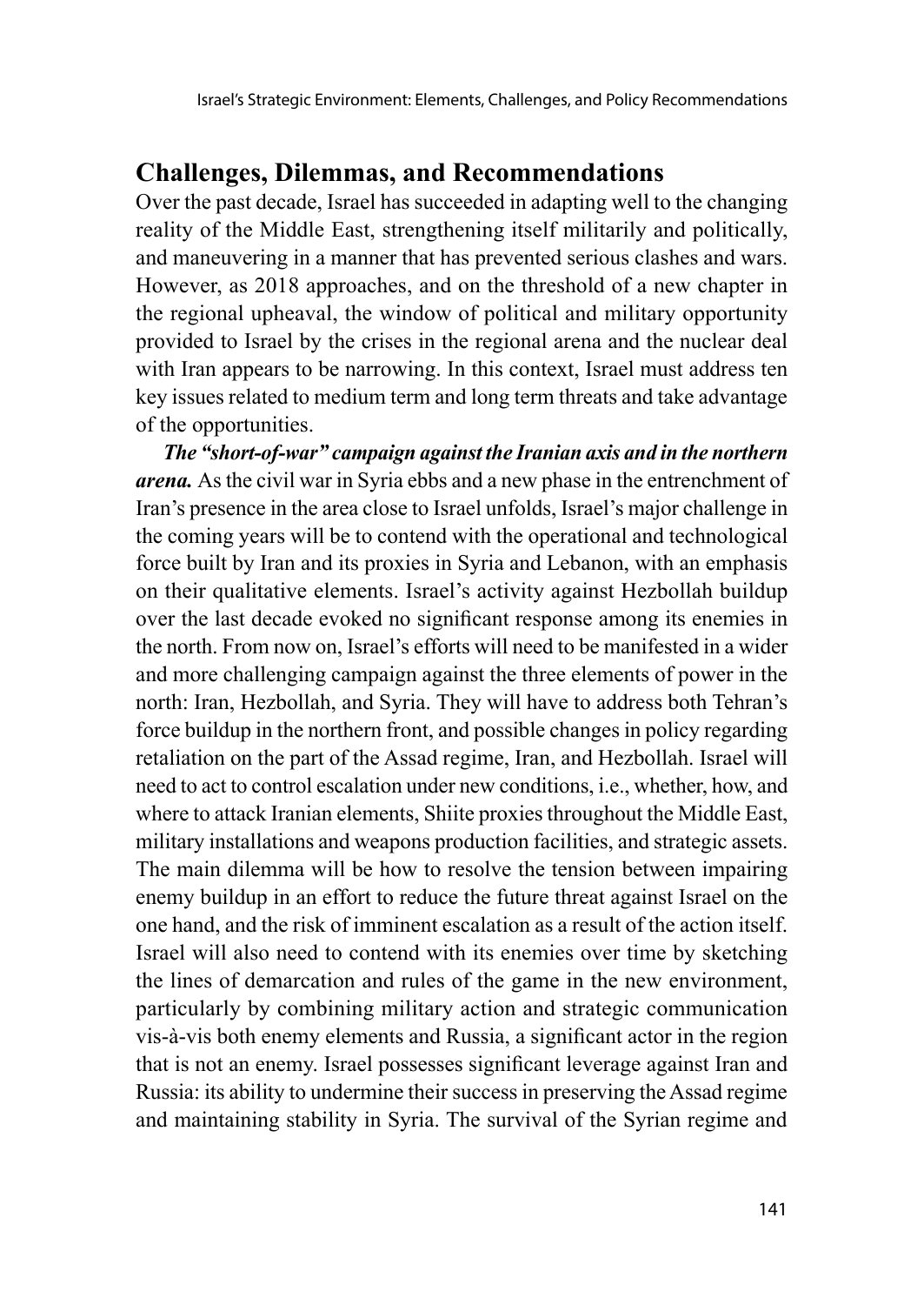## Challenges, Dilemmas, and Recommendations

Over the past decade, Israel has succeeded in adapting well to the changing reality of the Middle East, strengthening itself militarily and politically, and maneuvering in a manner that has prevented serious clashes and wars. However, as 2018 approaches, and on the threshold of a new chapter in the regional upheaval, the window of political and military opportunity provided to Israel by the crises in the regional arena and the nuclear deal with Iran appears to be narrowing. In this context, Israel must address ten key issues related to medium term and long term threats and take advantage of the opportunities.

***The "short-of-war" campaign against the Iranian axis and in the northern arena.*** As the civil war in Syria ebbs and a new phase in the entrenchment of Iran's presence in the area close to Israel unfolds, Israel's major challenge in the coming years will be to contend with the operational and technological force built by Iran and its proxies in Syria and Lebanon, with an emphasis on their qualitative elements. Israel's activity against Hezbollah buildup over the last decade evoked no significant response among its enemies in the north. From now on, Israel's efforts will need to be manifested in a wider and more challenging campaign against the three elements of power in the north: Iran, Hezbollah, and Syria. They will have to address both Tehran's force buildup in the northern front, and possible changes in policy regarding retaliation on the part of the Assad regime, Iran, and Hezbollah. Israel will need to act to control escalation under new conditions, i.e., whether, how, and where to attack Iranian elements, Shiite proxies throughout the Middle East, military installations and weapons production facilities, and strategic assets. The main dilemma will be how to resolve the tension between impairing enemy buildup in an effort to reduce the future threat against Israel on the one hand, and the risk of imminent escalation as a result of the action itself. Israel will also need to contend with its enemies over time by sketching the lines of demarcation and rules of the game in the new environment, particularly by combining military action and strategic communication vis-à-vis both enemy elements and Russia, a significant actor in the region that is not an enemy. Israel possesses significant leverage against Iran and Russia: its ability to undermine their success in preserving the Assad regime and maintaining stability in Syria. The survival of the Syrian regime and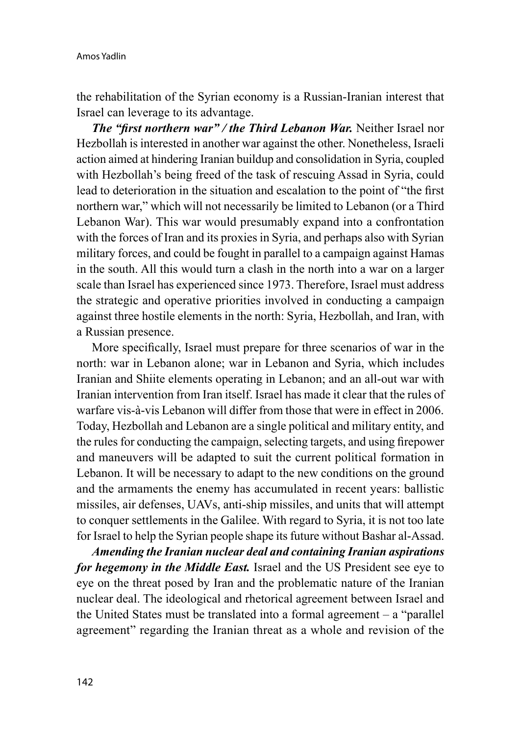the rehabilitation of the Syrian economy is a Russian-Iranian interest that Israel can leverage to its advantage.

***The "first northern war" / the Third Lebanon War.*** Neither Israel nor Hezbollah is interested in another war against the other. Nonetheless, Israeli action aimed at hindering Iranian buildup and consolidation in Syria, coupled with Hezbollah's being freed of the task of rescuing Assad in Syria, could lead to deterioration in the situation and escalation to the point of "the first northern war," which will not necessarily be limited to Lebanon (or a Third Lebanon War). This war would presumably expand into a confrontation with the forces of Iran and its proxies in Syria, and perhaps also with Syrian military forces, and could be fought in parallel to a campaign against Hamas in the south. All this would turn a clash in the north into a war on a larger scale than Israel has experienced since 1973. Therefore, Israel must address the strategic and operative priorities involved in conducting a campaign against three hostile elements in the north: Syria, Hezbollah, and Iran, with a Russian presence.

More specifically, Israel must prepare for three scenarios of war in the north: war in Lebanon alone; war in Lebanon and Syria, which includes Iranian and Shiite elements operating in Lebanon; and an all-out war with Iranian intervention from Iran itself. Israel has made it clear that the rules of warfare vis-à-vis Lebanon will differ from those that were in effect in 2006. Today, Hezbollah and Lebanon are a single political and military entity, and the rules for conducting the campaign, selecting targets, and using firepower and maneuvers will be adapted to suit the current political formation in Lebanon. It will be necessary to adapt to the new conditions on the ground and the armaments the enemy has accumulated in recent years: ballistic missiles, air defenses, UAVs, anti-ship missiles, and units that will attempt to conquer settlements in the Galilee. With regard to Syria, it is not too late for Israel to help the Syrian people shape its future without Bashar al-Assad.

***Amending the Iranian nuclear deal and containing Iranian aspirations for hegemony in the Middle East.*** Israel and the US President see eye to eye on the threat posed by Iran and the problematic nature of the Iranian nuclear deal. The ideological and rhetorical agreement between Israel and the United States must be translated into a formal agreement – a "parallel agreement" regarding the Iranian threat as a whole and revision of the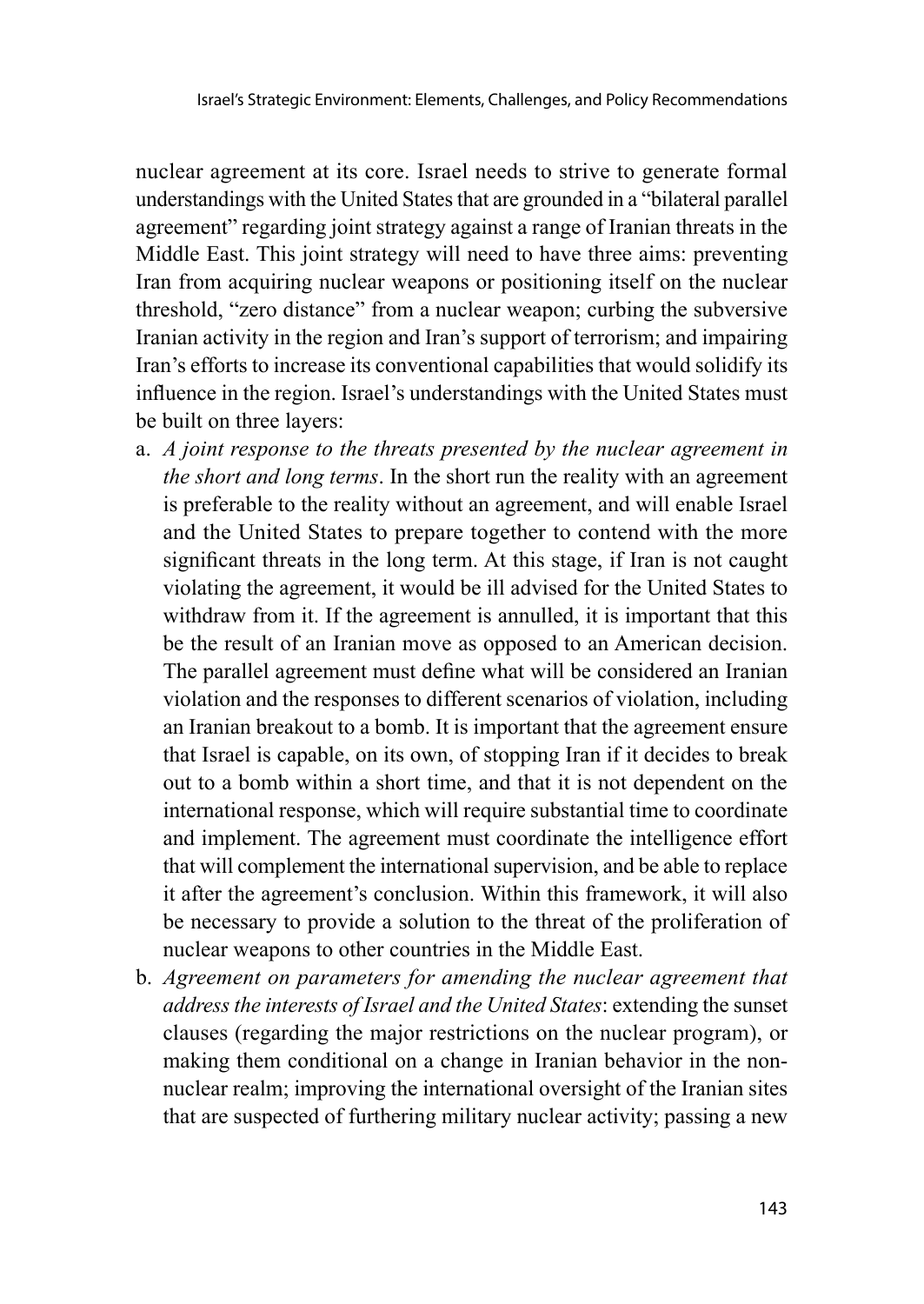nuclear agreement at its core. Israel needs to strive to generate formal understandings with the United States that are grounded in a "bilateral parallel agreement" regarding joint strategy against a range of Iranian threats in the Middle East. This joint strategy will need to have three aims: preventing Iran from acquiring nuclear weapons or positioning itself on the nuclear threshold, "zero distance" from a nuclear weapon; curbing the subversive Iranian activity in the region and Iran's support of terrorism; and impairing Iran's efforts to increase its conventional capabilities that would solidify its influence in the region. Israel's understandings with the United States must be built on three layers:

a. *A joint response to the threats presented by the nuclear agreement in the short and long terms*. In the short run the reality with an agreement is preferable to the reality without an agreement, and will enable Israel and the United States to prepare together to contend with the more significant threats in the long term. At this stage, if Iran is not caught violating the agreement, it would be ill advised for the United States to withdraw from it. If the agreement is annulled, it is important that this be the result of an Iranian move as opposed to an American decision. The parallel agreement must define what will be considered an Iranian violation and the responses to different scenarios of violation, including an Iranian breakout to a bomb. It is important that the agreement ensure that Israel is capable, on its own, of stopping Iran if it decides to break out to a bomb within a short time, and that it is not dependent on the international response, which will require substantial time to coordinate and implement. The agreement must coordinate the intelligence effort that will complement the international supervision, and be able to replace it after the agreement's conclusion. Within this framework, it will also be necessary to provide a solution to the threat of the proliferation of nuclear weapons to other countries in the Middle East.
b. *Agreement on parameters for amending the nuclear agreement that address the interests of Israel and the United States*: extending the sunset clauses (regarding the major restrictions on the nuclear program), or making them conditional on a change in Iranian behavior in the non-nuclear realm; improving the international oversight of the Iranian sites that are suspected of furthering military nuclear activity; passing a new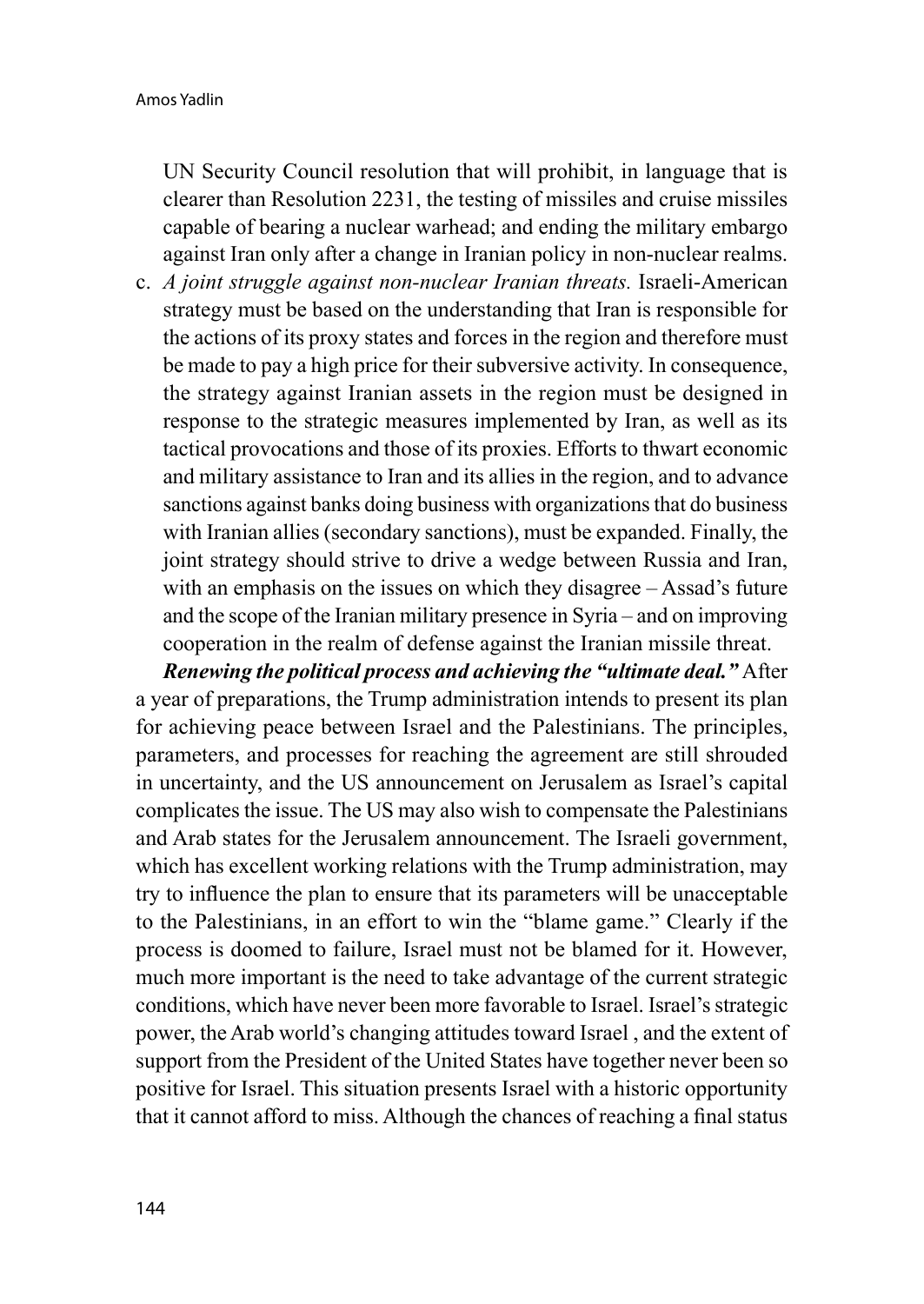UN Security Council resolution that will prohibit, in language that is clearer than Resolution 2231, the testing of missiles and cruise missiles capable of bearing a nuclear warhead; and ending the military embargo against Iran only after a change in Iranian policy in non-nuclear realms.

c. *A joint struggle against non-nuclear Iranian threats.* Israeli-American strategy must be based on the understanding that Iran is responsible for the actions of its proxy states and forces in the region and therefore must be made to pay a high price for their subversive activity. In consequence, the strategy against Iranian assets in the region must be designed in response to the strategic measures implemented by Iran, as well as its tactical provocations and those of its proxies. Efforts to thwart economic and military assistance to Iran and its allies in the region, and to advance sanctions against banks doing business with organizations that do business with Iranian allies (secondary sanctions), must be expanded. Finally, the joint strategy should strive to drive a wedge between Russia and Iran, with an emphasis on the issues on which they disagree – Assad's future and the scope of the Iranian military presence in Syria – and on improving cooperation in the realm of defense against the Iranian missile threat.

***Renewing the political process and achieving the "ultimate deal."*** After a year of preparations, the Trump administration intends to present its plan for achieving peace between Israel and the Palestinians. The principles, parameters, and processes for reaching the agreement are still shrouded in uncertainty, and the US announcement on Jerusalem as Israel's capital complicates the issue. The US may also wish to compensate the Palestinians and Arab states for the Jerusalem announcement. The Israeli government, which has excellent working relations with the Trump administration, may try to influence the plan to ensure that its parameters will be unacceptable to the Palestinians, in an effort to win the "blame game." Clearly if the process is doomed to failure, Israel must not be blamed for it. However, much more important is the need to take advantage of the current strategic conditions, which have never been more favorable to Israel. Israel's strategic power, the Arab world's changing attitudes toward Israel , and the extent of support from the President of the United States have together never been so positive for Israel. This situation presents Israel with a historic opportunity that it cannot afford to miss. Although the chances of reaching a final status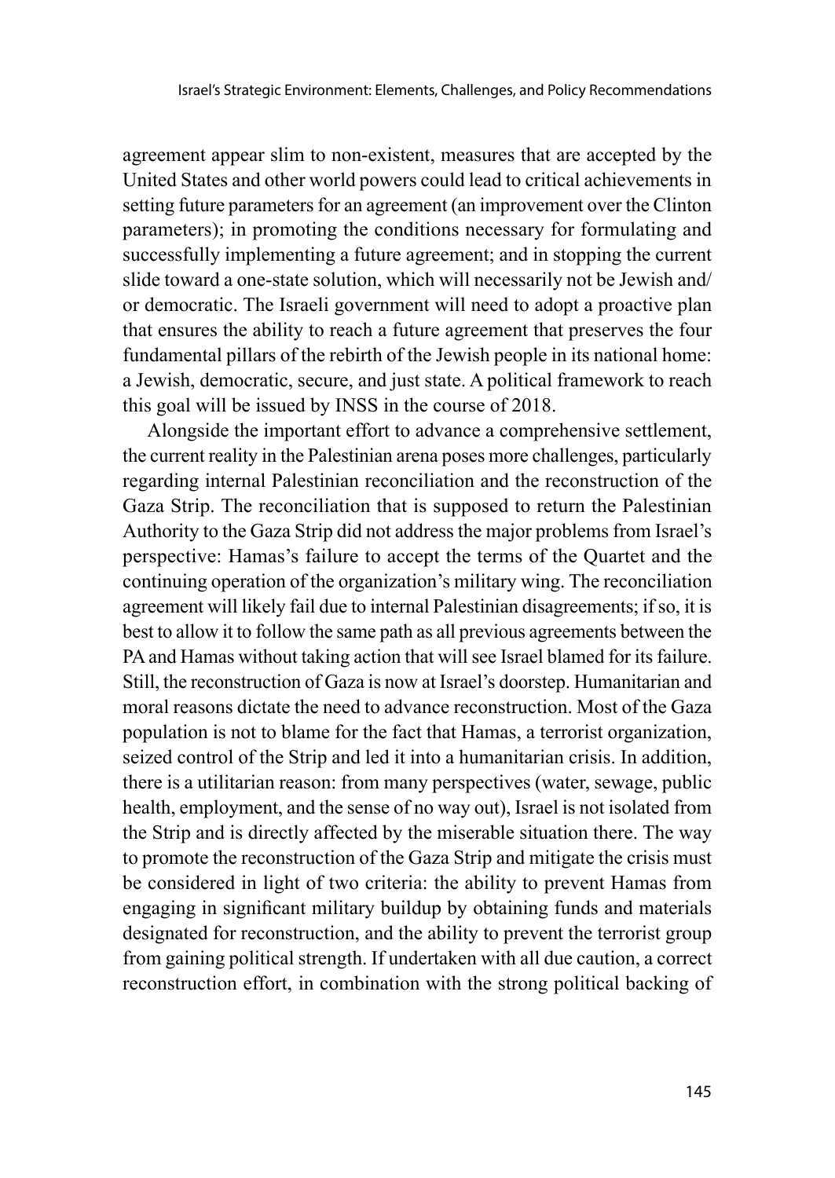agreement appear slim to non-existent, measures that are accepted by the United States and other world powers could lead to critical achievements in setting future parameters for an agreement (an improvement over the Clinton parameters); in promoting the conditions necessary for formulating and successfully implementing a future agreement; and in stopping the current slide toward a one-state solution, which will necessarily not be Jewish and/or democratic. The Israeli government will need to adopt a proactive plan that ensures the ability to reach a future agreement that preserves the four fundamental pillars of the rebirth of the Jewish people in its national home: a Jewish, democratic, secure, and just state. A political framework to reach this goal will be issued by INSS in the course of 2018.

Alongside the important effort to advance a comprehensive settlement, the current reality in the Palestinian arena poses more challenges, particularly regarding internal Palestinian reconciliation and the reconstruction of the Gaza Strip. The reconciliation that is supposed to return the Palestinian Authority to the Gaza Strip did not address the major problems from Israel's perspective: Hamas's failure to accept the terms of the Quartet and the continuing operation of the organization's military wing. The reconciliation agreement will likely fail due to internal Palestinian disagreements; if so, it is best to allow it to follow the same path as all previous agreements between the PA and Hamas without taking action that will see Israel blamed for its failure. Still, the reconstruction of Gaza is now at Israel's doorstep. Humanitarian and moral reasons dictate the need to advance reconstruction. Most of the Gaza population is not to blame for the fact that Hamas, a terrorist organization, seized control of the Strip and led it into a humanitarian crisis. In addition, there is a utilitarian reason: from many perspectives (water, sewage, public health, employment, and the sense of no way out), Israel is not isolated from the Strip and is directly affected by the miserable situation there. The way to promote the reconstruction of the Gaza Strip and mitigate the crisis must be considered in light of two criteria: the ability to prevent Hamas from engaging in significant military buildup by obtaining funds and materials designated for reconstruction, and the ability to prevent the terrorist group from gaining political strength. If undertaken with all due caution, a correct reconstruction effort, in combination with the strong political backing of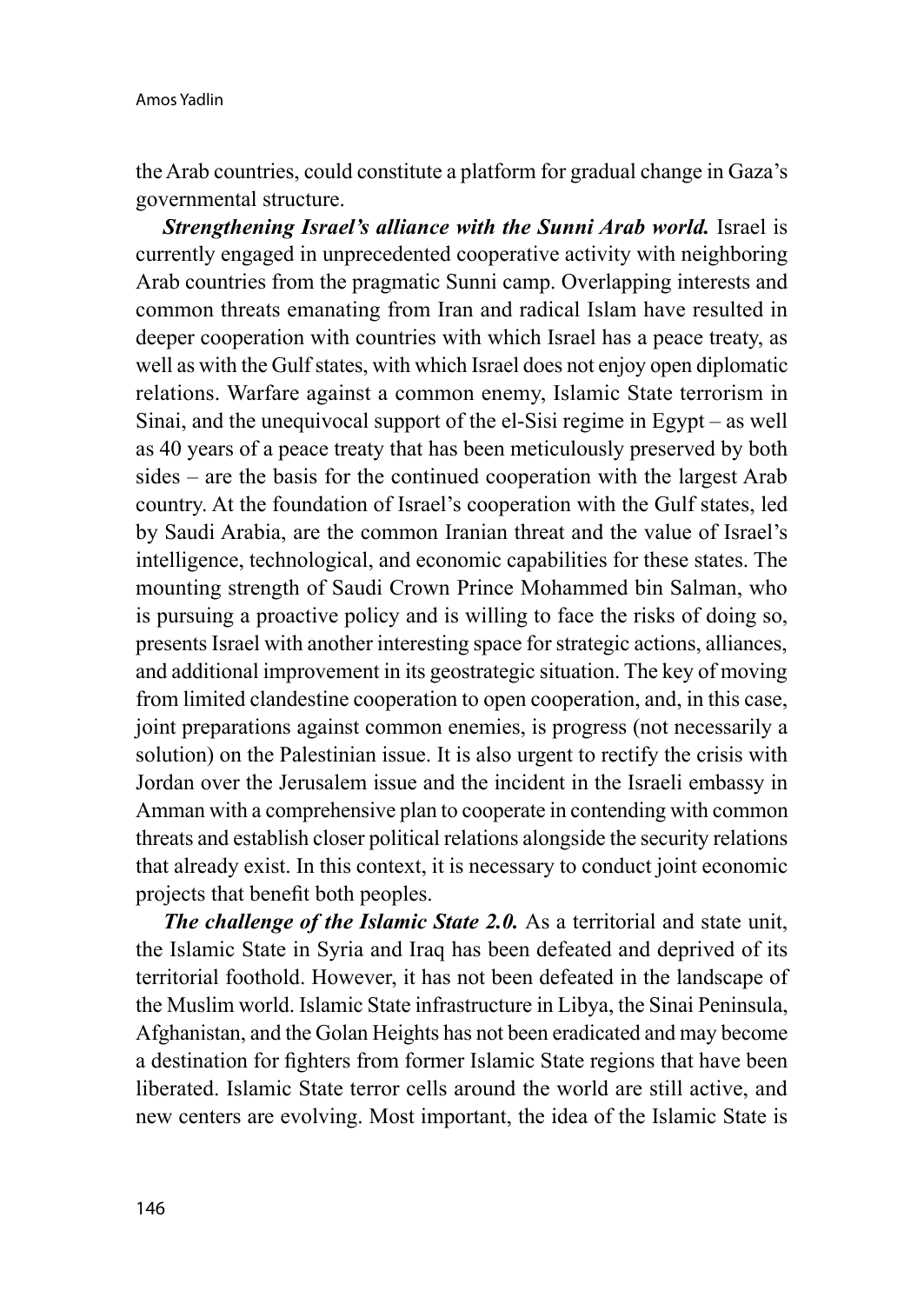the Arab countries, could constitute a platform for gradual change in Gaza's governmental structure.

***Strengthening Israel's alliance with the Sunni Arab world.*** Israel is currently engaged in unprecedented cooperative activity with neighboring Arab countries from the pragmatic Sunni camp. Overlapping interests and common threats emanating from Iran and radical Islam have resulted in deeper cooperation with countries with which Israel has a peace treaty, as well as with the Gulf states, with which Israel does not enjoy open diplomatic relations. Warfare against a common enemy, Islamic State terrorism in Sinai, and the unequivocal support of the el-Sisi regime in Egypt – as well as 40 years of a peace treaty that has been meticulously preserved by both sides – are the basis for the continued cooperation with the largest Arab country. At the foundation of Israel's cooperation with the Gulf states, led by Saudi Arabia, are the common Iranian threat and the value of Israel's intelligence, technological, and economic capabilities for these states. The mounting strength of Saudi Crown Prince Mohammed bin Salman, who is pursuing a proactive policy and is willing to face the risks of doing so, presents Israel with another interesting space for strategic actions, alliances, and additional improvement in its geostrategic situation. The key of moving from limited clandestine cooperation to open cooperation, and, in this case, joint preparations against common enemies, is progress (not necessarily a solution) on the Palestinian issue. It is also urgent to rectify the crisis with Jordan over the Jerusalem issue and the incident in the Israeli embassy in Amman with a comprehensive plan to cooperate in contending with common threats and establish closer political relations alongside the security relations that already exist. In this context, it is necessary to conduct joint economic projects that benefit both peoples.

***The challenge of the Islamic State 2.0.*** As a territorial and state unit, the Islamic State in Syria and Iraq has been defeated and deprived of its territorial foothold. However, it has not been defeated in the landscape of the Muslim world. Islamic State infrastructure in Libya, the Sinai Peninsula, Afghanistan, and the Golan Heights has not been eradicated and may become a destination for fighters from former Islamic State regions that have been liberated. Islamic State terror cells around the world are still active, and new centers are evolving. Most important, the idea of the Islamic State is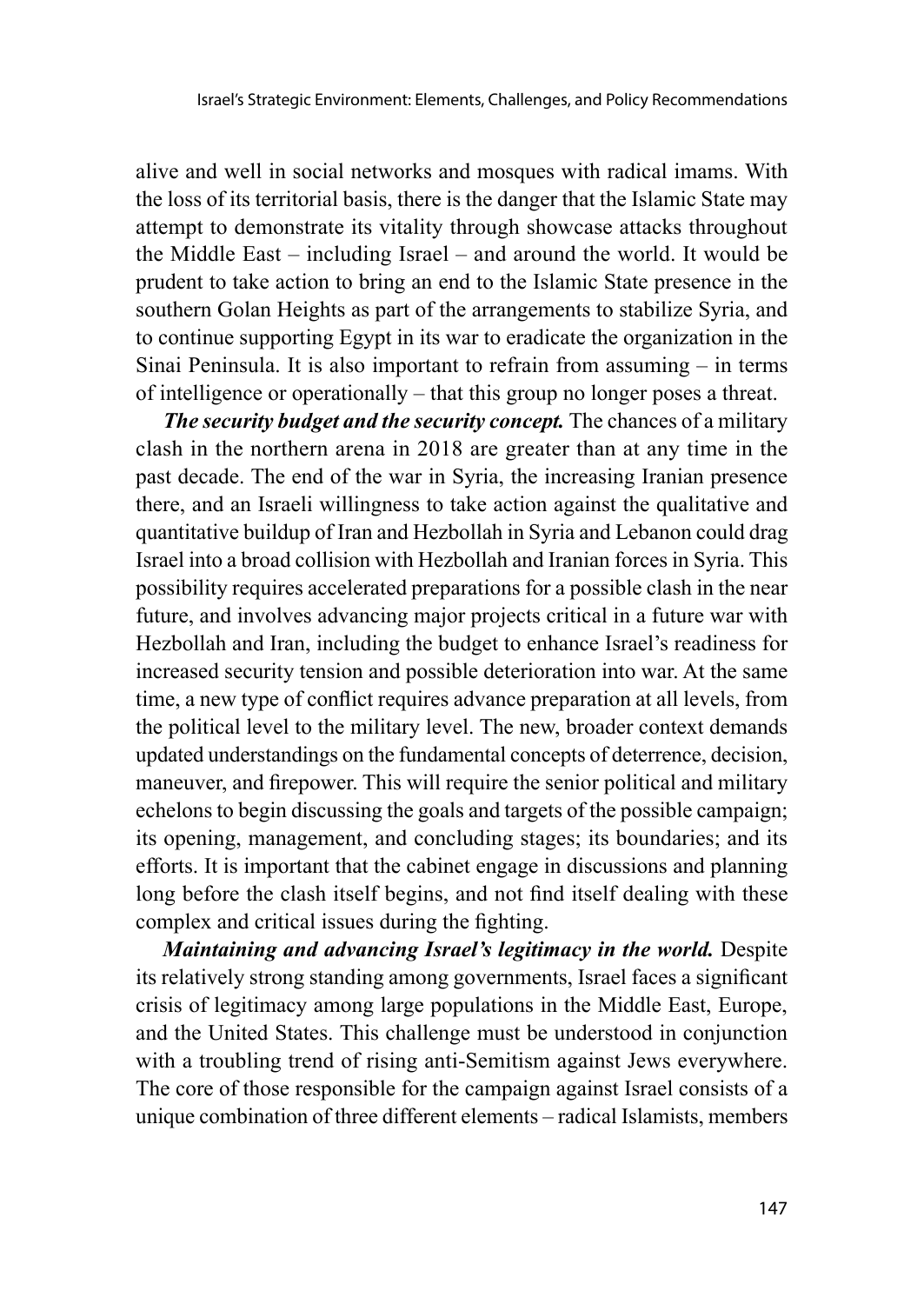alive and well in social networks and mosques with radical imams. With the loss of its territorial basis, there is the danger that the Islamic State may attempt to demonstrate its vitality through showcase attacks throughout the Middle East – including Israel – and around the world. It would be prudent to take action to bring an end to the Islamic State presence in the southern Golan Heights as part of the arrangements to stabilize Syria, and to continue supporting Egypt in its war to eradicate the organization in the Sinai Peninsula. It is also important to refrain from assuming – in terms of intelligence or operationally – that this group no longer poses a threat.

***The security budget and the security concept.*** The chances of a military clash in the northern arena in 2018 are greater than at any time in the past decade. The end of the war in Syria, the increasing Iranian presence there, and an Israeli willingness to take action against the qualitative and quantitative buildup of Iran and Hezbollah in Syria and Lebanon could drag Israel into a broad collision with Hezbollah and Iranian forces in Syria. This possibility requires accelerated preparations for a possible clash in the near future, and involves advancing major projects critical in a future war with Hezbollah and Iran, including the budget to enhance Israel's readiness for increased security tension and possible deterioration into war. At the same time, a new type of conflict requires advance preparation at all levels, from the political level to the military level. The new, broader context demands updated understandings on the fundamental concepts of deterrence, decision, maneuver, and firepower. This will require the senior political and military echelons to begin discussing the goals and targets of the possible campaign; its opening, management, and concluding stages; its boundaries; and its efforts. It is important that the cabinet engage in discussions and planning long before the clash itself begins, and not find itself dealing with these complex and critical issues during the fighting.

***Maintaining and advancing Israel's legitimacy in the world.*** Despite its relatively strong standing among governments, Israel faces a significant crisis of legitimacy among large populations in the Middle East, Europe, and the United States. This challenge must be understood in conjunction with a troubling trend of rising anti-Semitism against Jews everywhere. The core of those responsible for the campaign against Israel consists of a unique combination of three different elements – radical Islamists, members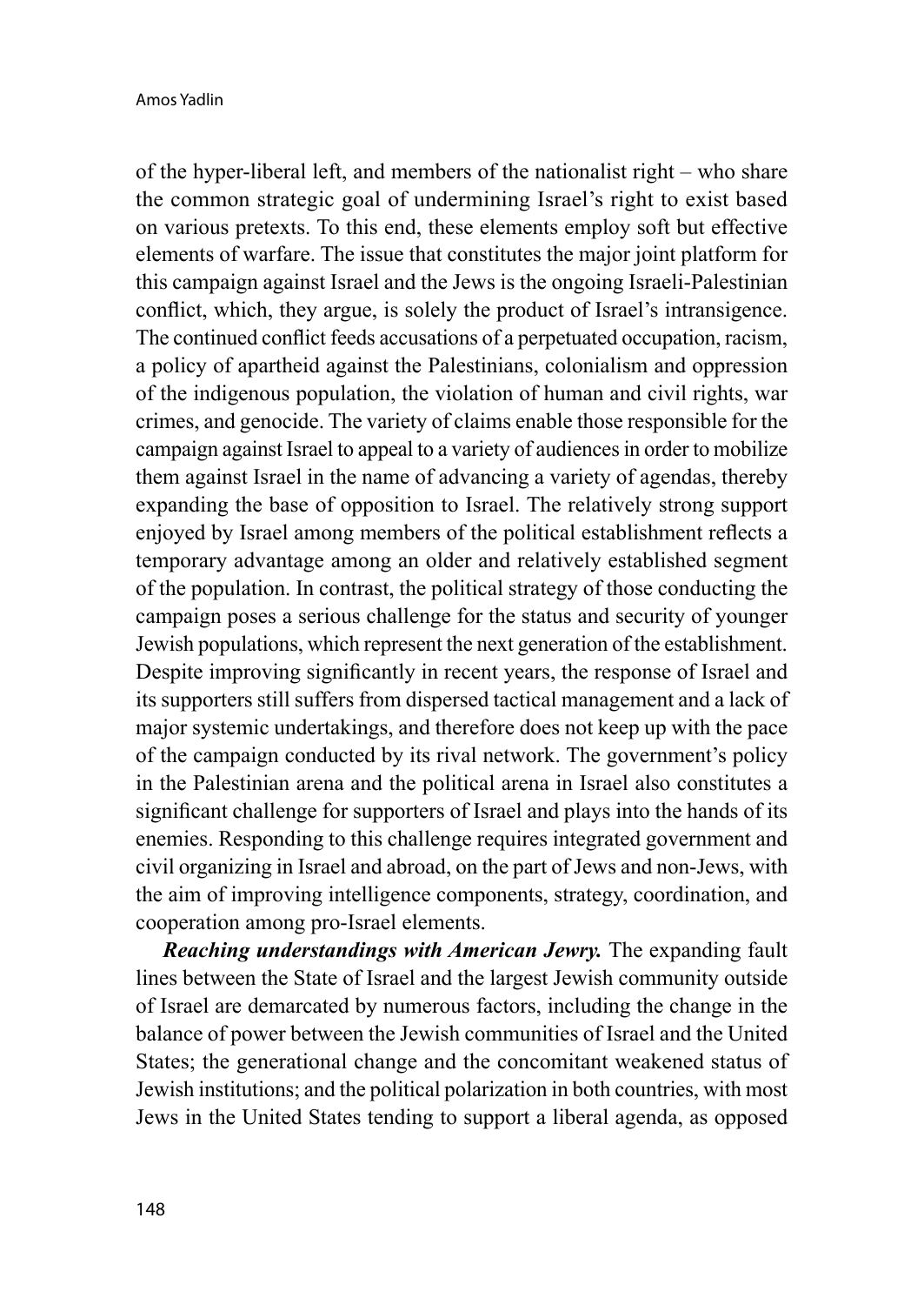of the hyper-liberal left, and members of the nationalist right – who share the common strategic goal of undermining Israel's right to exist based on various pretexts. To this end, these elements employ soft but effective elements of warfare. The issue that constitutes the major joint platform for this campaign against Israel and the Jews is the ongoing Israeli-Palestinian conflict, which, they argue, is solely the product of Israel's intransigence. The continued conflict feeds accusations of a perpetuated occupation, racism, a policy of apartheid against the Palestinians, colonialism and oppression of the indigenous population, the violation of human and civil rights, war crimes, and genocide. The variety of claims enable those responsible for the campaign against Israel to appeal to a variety of audiences in order to mobilize them against Israel in the name of advancing a variety of agendas, thereby expanding the base of opposition to Israel. The relatively strong support enjoyed by Israel among members of the political establishment reflects a temporary advantage among an older and relatively established segment of the population. In contrast, the political strategy of those conducting the campaign poses a serious challenge for the status and security of younger Jewish populations, which represent the next generation of the establishment. Despite improving significantly in recent years, the response of Israel and its supporters still suffers from dispersed tactical management and a lack of major systemic undertakings, and therefore does not keep up with the pace of the campaign conducted by its rival network. The government's policy in the Palestinian arena and the political arena in Israel also constitutes a significant challenge for supporters of Israel and plays into the hands of its enemies. Responding to this challenge requires integrated government and civil organizing in Israel and abroad, on the part of Jews and non-Jews, with the aim of improving intelligence components, strategy, coordination, and cooperation among pro-Israel elements.

***Reaching understandings with American Jewry.*** The expanding fault lines between the State of Israel and the largest Jewish community outside of Israel are demarcated by numerous factors, including the change in the balance of power between the Jewish communities of Israel and the United States; the generational change and the concomitant weakened status of Jewish institutions; and the political polarization in both countries, with most Jews in the United States tending to support a liberal agenda, as opposed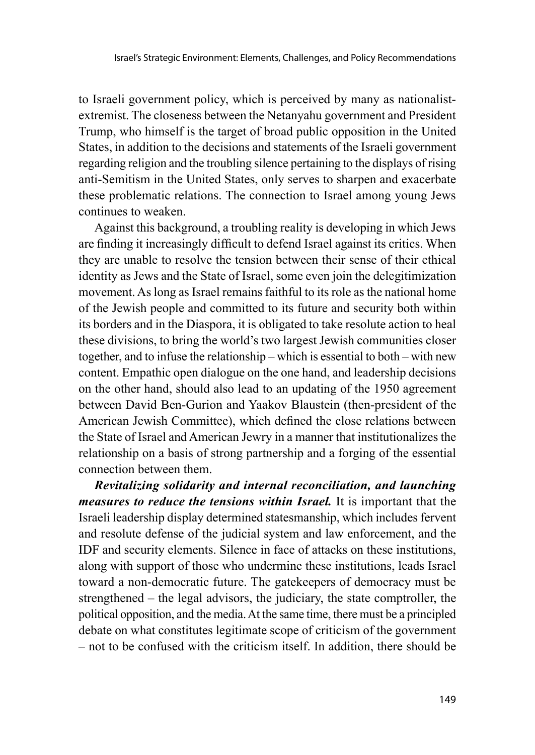to Israeli government policy, which is perceived by many as nationalist-extremist. The closeness between the Netanyahu government and President Trump, who himself is the target of broad public opposition in the United States, in addition to the decisions and statements of the Israeli government regarding religion and the troubling silence pertaining to the displays of rising anti-Semitism in the United States, only serves to sharpen and exacerbate these problematic relations. The connection to Israel among young Jews continues to weaken.

Against this background, a troubling reality is developing in which Jews are finding it increasingly difficult to defend Israel against its critics. When they are unable to resolve the tension between their sense of their ethical identity as Jews and the State of Israel, some even join the delegitimization movement. As long as Israel remains faithful to its role as the national home of the Jewish people and committed to its future and security both within its borders and in the Diaspora, it is obligated to take resolute action to heal these divisions, to bring the world's two largest Jewish communities closer together, and to infuse the relationship – which is essential to both – with new content. Empathic open dialogue on the one hand, and leadership decisions on the other hand, should also lead to an updating of the 1950 agreement between David Ben-Gurion and Yaakov Blaustein (then-president of the American Jewish Committee), which defined the close relations between the State of Israel and American Jewry in a manner that institutionalizes the relationship on a basis of strong partnership and a forging of the essential connection between them.

***Revitalizing solidarity and internal reconciliation, and launching measures to reduce the tensions within Israel.*** It is important that the Israeli leadership display determined statesmanship, which includes fervent and resolute defense of the judicial system and law enforcement, and the IDF and security elements. Silence in face of attacks on these institutions, along with support of those who undermine these institutions, leads Israel toward a non-democratic future. The gatekeepers of democracy must be strengthened – the legal advisors, the judiciary, the state comptroller, the political opposition, and the media. At the same time, there must be a principled debate on what constitutes legitimate scope of criticism of the government – not to be confused with the criticism itself. In addition, there should be